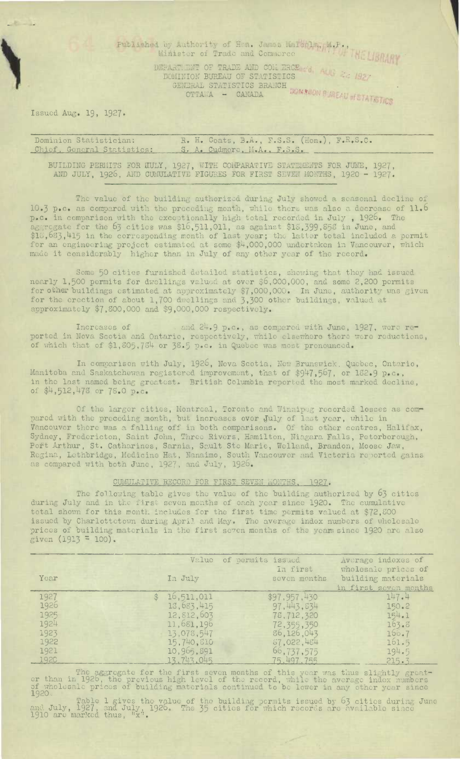Published by Authority of Hon. James Malcolm, M.P.,
Minister of Trade and Commerce

DEPARTMENT OF TRADE AND COMMERCE
DOMINION BUREAU OF STATISTICS
GENERAL STATISTICS BRANCH
OTTAWA - CANADA

Issued Aug. 19, 1927.

| | |
|---|---|
| Dominion Statistician: | R. H. Coats, B.A., F.S.S. (Hon.), F.R.S.C. |
| Chief, General Statistics: | S. A. Cudmore, M.A., F.S.S. |

BUILDING PERMITS FOR JULY, 1927, WITH COMPARATIVE STATEMENTS FOR JUNE, 1927, AND JULY, 1926, AND CUMULATIVE FIGURES FOR FIRST SEVEN MONTHS, 1920 - 1927.

The value of the building authorized during July showed a seasonal decline of 10.3 p.c. as compared with the preceding month, while there was also a decrease of 11.6 p.c. in comparison with the exceptionally high total recorded in July, 1926. The aggregate for the 63 cities was $16,511,011, as against $18,399,858 in June, and $18,683,415 in the corresponding month of last year; the latter total included a permit for an engineering project estimated at some $4,000,000 undertaken in Vancouver, which made it considerably higher than in July of any other year of the record.

Some 50 cities furnished detailed statistics, showing that they had issued nearly 1,500 permits for dwellings valued at over $6,000,000, and some 2,200 permits for other buildings estimated at approximately $7,000,000. In June, authority was given for the erection of about 1,700 dwellings and 3,300 other buildings, valued at approximately $7,800,000 and $9,000,000 respectively.

Increases of and 24.9 p.c., as compared with June, 1927, were reported in Nova Scotia and Ontario, respectively, while elsewhere there were reductions, of which that of $1,805,784 or 38.5 p.c. in Quebec was most pronounced.

In comparison with July, 1926, Nova Scotia, New Brunswick, Quebec, Ontario, Manitoba and Saskatchewan registered improvement, that of $947,567, or 182.9 p.c., in the last named being greatest. British Columbia reported the most marked decline, of $4,512,478 or 78.0 p.c.

Of the larger cities, Montreal, Toronto and Winnipeg recorded losses as compared with the preceding month, but increases over July of last year, while in Vancouver there was a falling off in both comparisons. Of the other centres, Halifax, Sydney, Fredericton, Saint John, Three Rivers, Hamilton, Niagara Falls, Peterborough, Port Arthur, St. Catharines, Sarnia, Sault Ste Marie, Welland, Brandon, Moose Jaw, Regina, Lethbridge, Medicine Hat, Nanaimo, South Vancouver and Victoria reported gains as compared with both June, 1927, and July, 1926.

## CUMULATIVE RECORD FOR FIRST SEVEN MONTHS, 1927.

The following table gives the value of the building authorized by 63 cities during July and in the first seven months of each year since 1920. The cumulative total shown for this month includes for the first time permits valued at $72,800 issued by Charlottetown during April and May. The average index numbers of wholesale prices of building materials in the first seven months of the years since 1920 are also given (1913 = 100).

| Year | Value of permits issued In July | In first seven months | Average indexes of wholesale prices of building materials in first seven months |
|---|---|---|---|
| 1927 | $ 16,511,011 | $97,957,430 | 147.4 |
| 1926 | 18,683,415 | 97,443,834 | 150.2 |
| 1925 | 12,812,603 | 78,712,320 | 154.1 |
| 1924 | 11,681,196 | 72,355,350 | 163.8 |
| 1923 | 13,078,547 | 86,126,043 | 160.7 |
| 1922 | 15,740,810 | 87,022,484 | 161.5 |
| 1921 | 10,965,891 | 66,737,575 | 194.5 |
| 1920 | 13,743,045 | 75,497,755 | 215.3 |

The aggregate for the first seven months of this year was thus slightly greater than in 1926, the previous high level of the record, while the average index numbers of wholesale prices of building materials continued to be lower than in any other year since 1920.

Table 1 gives the value of the building permits issued by 63 cities during June and July, 1927, and July, 1926. The 35 cities for which records are available since 1910 are marked thus, "x".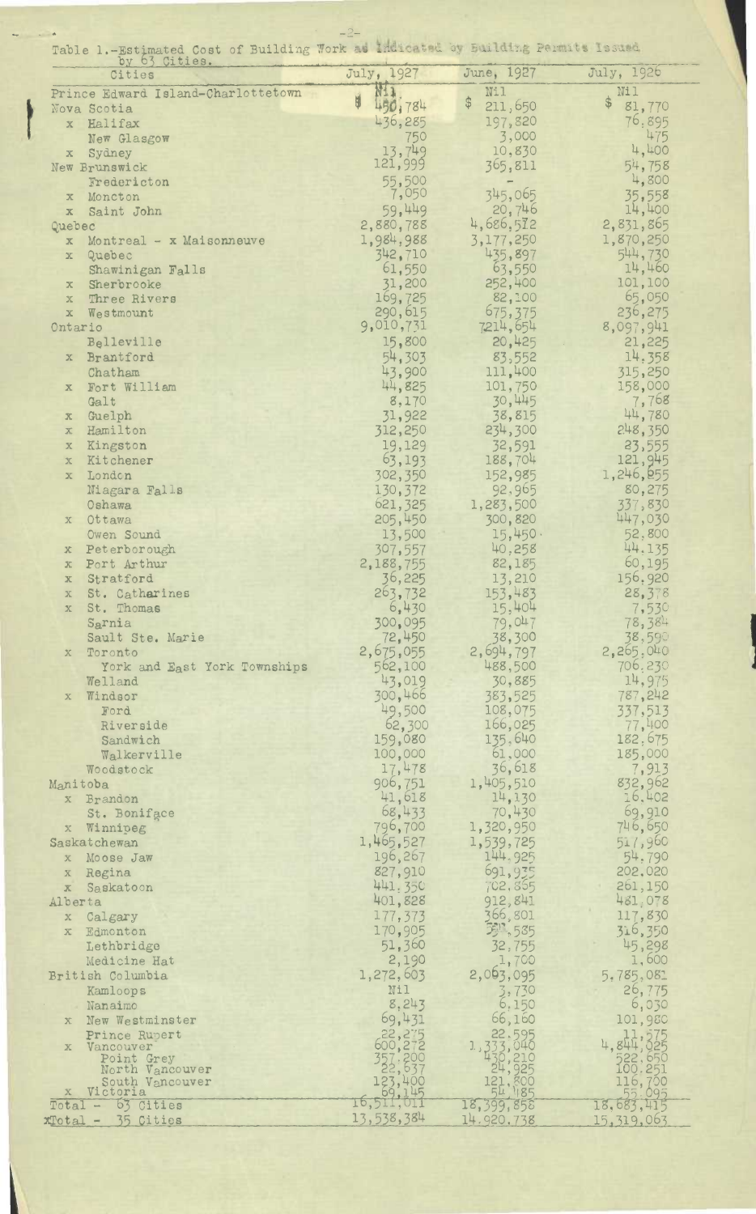Table 1.-Estimated Cost of Building Work as Indicated by Building Permits Issued by 63 Cities.

| Cities | July, 1927 | June, 1927 | July, 1926 |
|---|---|---|---|
| Prince Edward Island-Charlottetown | Nil | Nil | Nil |
| Nova Scotia | $ 450,784 | $ 211,650 | $ 81,770 |
| x Halifax | 436,285 | 197,820 | 76,895 |
| New Glasgow | 750 | 3,000 | 475 |
| x Sydney | 13,749 | 10,830 | 4,400 |
| New Brunswick | 121,999 | 365,811 | 54,758 |
| Fredericton | 55,500 | - | 4,800 |
| x Moncton | 7,050 | 345,065 | 35,558 |
| x Saint John | 59,449 | 20,746 | 14,400 |
| Quebec | 2,880,788 | 4,686,572 | 2,831,865 |
| x Montreal - x Maisonneuve | 1,984,988 | 3,177,250 | 1,870,250 |
| x Quebec | 342,710 | 435,897 | 544,730 |
| Shawinigan Falls | 61,550 | 63,550 | 14,460 |
| x Sherbrooke | 31,200 | 252,400 | 101,100 |
| x Three Rivers | 169,725 | 82,100 | 65,050 |
| x Westmount | 290,615 | 675,375 | 236,275 |
| Ontario | 9,010,731 | 7214,654 | 8,097,941 |
| Belleville | 15,800 | 20,425 | 21,225 |
| x Brantford | 54,303 | 83,552 | 14,358 |
| Chatham | 43,900 | 111,400 | 315,250 |
| x Fort William | 44,825 | 101,750 | 158,000 |
| Galt | 8,170 | 30,445 | 7,768 |
| x Guelph | 31,922 | 38,815 | 44,780 |
| x Hamilton | 312,250 | 234,300 | 248,350 |
| x Kingston | 19,129 | 32,591 | 23,555 |
| x Kitchener | 63,193 | 188,704 | 121,945 |
| x London | 302,350 | 152,985 | 1,246,855 |
| Niagara Falls | 130,372 | 92,965 | 80,275 |
| Oshawa | 621,325 | 1,283,500 | 337,830 |
| x Ottawa | 205,450 | 300,820 | 447,030 |
| Owen Sound | 13,500 | 15,450 | 52,800 |
| x Peterborough | 307,557 | 40,258 | 44,135 |
| x Port Arthur | 2,188,755 | 82,185 | 60,195 |
| x Stratford | 36,225 | 13,210 | 156,920 |
| x St. Catharines | 263,732 | 153,483 | 28,378 |
| x St. Thomas | 6,430 | 15,404 | 7,530 |
| Sarnia | 300,095 | 79,047 | 78,384 |
| Sault Ste. Marie | 72,450 | 38,300 | 38,590 |
| x Toronto | 2,675,055 | 2,694,797 | 2,265,040 |
| York and East York Townships | 562,100 | 488,500 | 706,230 |
| Welland | 43,019 | 30,885 | 14,975 |
| x Windsor | 300,466 | 383,525 | 787,242 |
| Ford | 49,500 | 108,075 | 337,513 |
| Riverside | 62,300 | 166,025 | 77,400 |
| Sandwich | 159,080 | 135,640 | 182,675 |
| Walkerville | 100,000 | 61,000 | 185,000 |
| Woodstock | 17,478 | 36,618 | 7,913 |
| Manitoba | 906,751 | 1,405,510 | 832,962 |
| x Brandon | 41,618 | 14,130 | 16,402 |
| St. Boniface | 68,433 | 70,430 | 69,910 |
| x Winnipeg | 796,700 | 1,320,950 | 746,650 |
| Saskatchewan | 1,465,527 | 1,539,725 | 517,960 |
| x Moose Jaw | 196,267 | 144,925 | 54,790 |
| x Regina | 827,910 | 691,935 | 202,020 |
| x Saskatoon | 441,350 | 702,865 | 261,150 |
| Alberta | 401,828 | 912,841 | 481,078 |
| x Calgary | 177,373 | 366,801 | 117,830 |
| x Edmonton | 170,905 | 511,585 | 316,350 |
| Lethbridge | 51,360 | 32,755 | 45,298 |
| Medicine Hat | 2,190 | 1,700 | 1,600 |
| British Columbia | 1,272,603 | 2,063,095 | 5,785,081 |
| Kamloops | Nil | 3,730 | 26,775 |
| Nanaimo | 8,243 | 6,150 | 6,030 |
| x New Westminster | 69,431 | 66,160 | 101,980 |
| Prince Rupert | 22,275 | 22,595 | 11,575 |
| x Vancouver | 600,272 | 1,333,040 | 4,844,025 |
| Point Grey | 357,200 | 430,210 | 522,650 |
| North Vancouver | 22,637 | 24,925 | 100,251 |
| South Vancouver | 123,400 | 121,800 | 116,700 |
| x Victoria | 69,145 | 54,485 | 55,095 |
| Total - 63 Cities | 16,511,011 | 18,399,858 | 18,683,415 |
| xTotal - 35 Cities | 13,538,384 | 14,920,738 | 15,319,063 |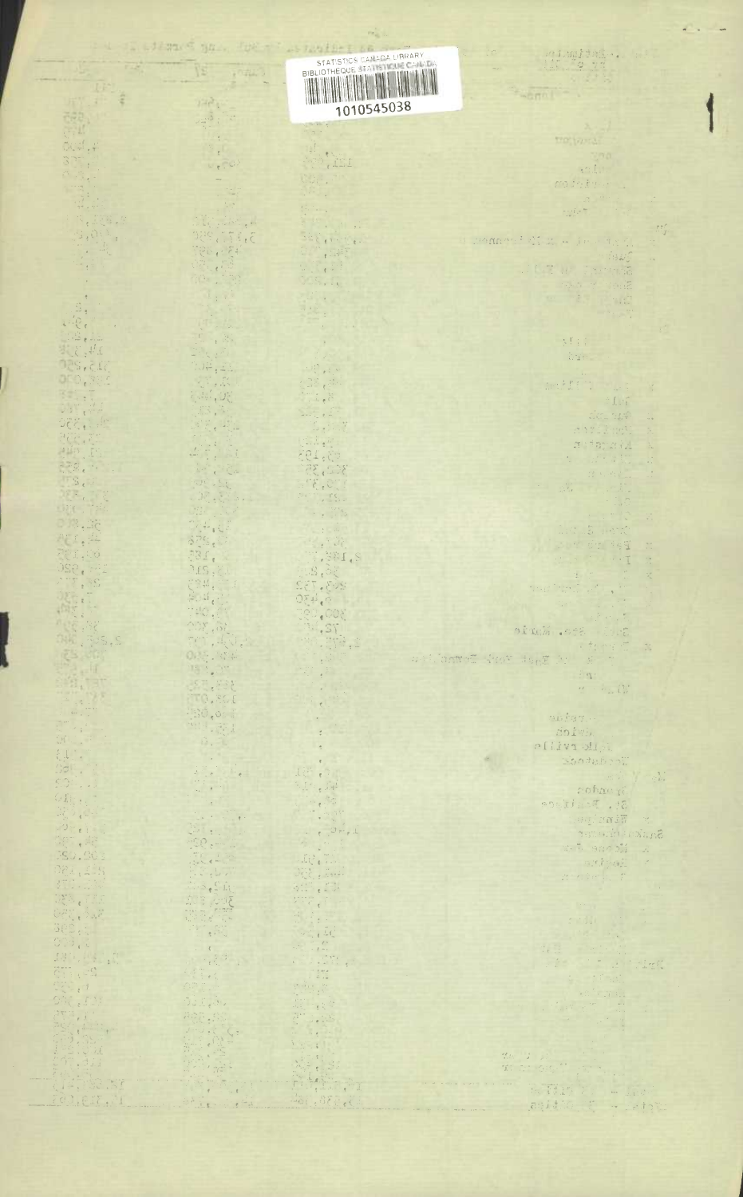STATISTICS CANADA LIBRARY
BIBLIOTHEQUE STATISTIQUE CANADA

1010545038